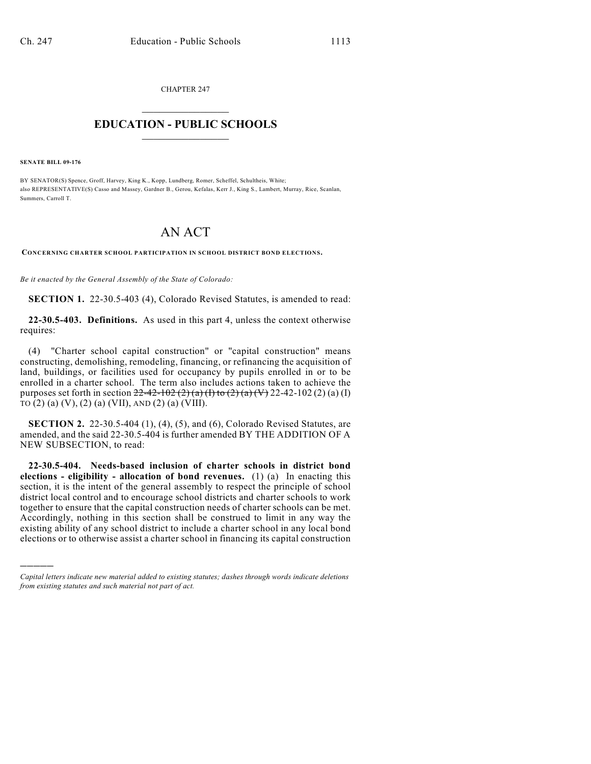CHAPTER 247

# EDUCATION - PUBLIC SCHOOLS

**SENATE BILL 09-176**

BY SENATOR(S) Spence, Groff, Harvey, King K., Kopp, Lundberg, Romer, Scheffel, Schultheis, White;
also REPRESENTATIVE(S) Casso and Massey, Gardner B., Gerou, Kefalas, Kerr J., King S., Lambert, Murray, Rice, Scanlan, Summers, Carroll T.

# AN ACT

CONCERNING CHARTER SCHOOL PARTICIPATION IN SCHOOL DISTRICT BOND ELECTIONS.

*Be it enacted by the General Assembly of the State of Colorado:*

**SECTION 1.** 22-30.5-403 (4), Colorado Revised Statutes, is amended to read:

**22-30.5-403. Definitions.** As used in this part 4, unless the context otherwise requires:

(4) "Charter school capital construction" or "capital construction" means constructing, demolishing, remodeling, financing, or refinancing the acquisition of land, buildings, or facilities used for occupancy by pupils enrolled in or to be enrolled in a charter school. The term also includes actions taken to achieve the purposes set forth in section ~~22-42-102 (2) (a) (I) to (2) (a) (V)~~ 22-42-102 (2) (a) (I) TO (2) (a) (V), (2) (a) (VII), AND (2) (a) (VIII).

**SECTION 2.** 22-30.5-404 (1), (4), (5), and (6), Colorado Revised Statutes, are amended, and the said 22-30.5-404 is further amended BY THE ADDITION OF A NEW SUBSECTION, to read:

**22-30.5-404. Needs-based inclusion of charter schools in district bond elections - eligibility - allocation of bond revenues.** (1) (a) In enacting this section, it is the intent of the general assembly to respect the principle of school district local control and to encourage school districts and charter schools to work together to ensure that the capital construction needs of charter schools can be met. Accordingly, nothing in this section shall be construed to limit in any way the existing ability of any school district to include a charter school in any local bond elections or to otherwise assist a charter school in financing its capital construction

---

*Capital letters indicate new material added to existing statutes; dashes through words indicate deletions from existing statutes and such material not part of act.*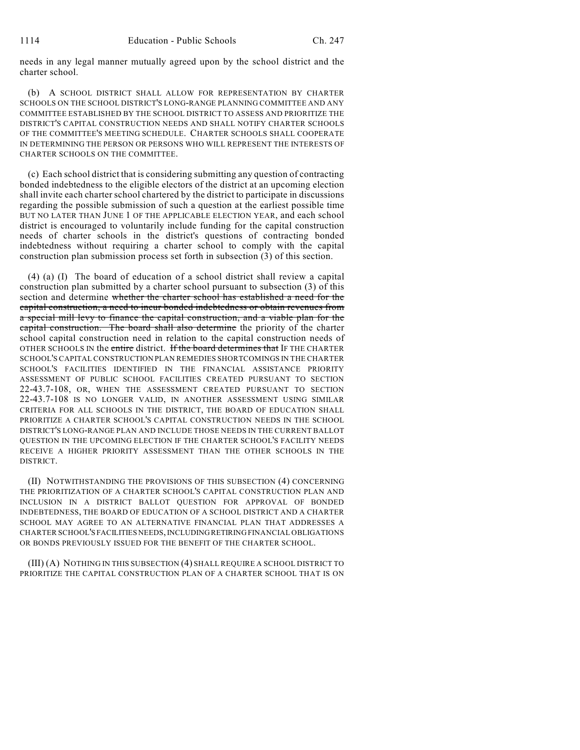needs in any legal manner mutually agreed upon by the school district and the charter school.

(b) A SCHOOL DISTRICT SHALL ALLOW FOR REPRESENTATION BY CHARTER SCHOOLS ON THE SCHOOL DISTRICT'S LONG-RANGE PLANNING COMMITTEE AND ANY COMMITTEE ESTABLISHED BY THE SCHOOL DISTRICT TO ASSESS AND PRIORITIZE THE DISTRICT'S CAPITAL CONSTRUCTION NEEDS AND SHALL NOTIFY CHARTER SCHOOLS OF THE COMMITTEE'S MEETING SCHEDULE. CHARTER SCHOOLS SHALL COOPERATE IN DETERMINING THE PERSON OR PERSONS WHO WILL REPRESENT THE INTERESTS OF CHARTER SCHOOLS ON THE COMMITTEE.

(c) Each school district that is considering submitting any question of contracting bonded indebtedness to the eligible electors of the district at an upcoming election shall invite each charter school chartered by the district to participate in discussions regarding the possible submission of such a question at the earliest possible time BUT NO LATER THAN JUNE 1 OF THE APPLICABLE ELECTION YEAR, and each school district is encouraged to voluntarily include funding for the capital construction needs of charter schools in the district's questions of contracting bonded indebtedness without requiring a charter school to comply with the capital construction plan submission process set forth in subsection (3) of this section.

(4) (a) (I) The board of education of a school district shall review a capital construction plan submitted by a charter school pursuant to subsection (3) of this section and determine ~~whether the charter school has established a need for the capital construction, a need to incur bonded indebtedness or obtain revenues from a special mill levy to finance the capital construction, and a viable plan for the capital construction. The board shall also determine~~ the priority of the charter school capital construction need in relation to the capital construction needs of OTHER SCHOOLS IN the ~~entire~~ district. ~~If the board determines that~~ IF THE CHARTER SCHOOL'S CAPITAL CONSTRUCTION PLAN REMEDIES SHORTCOMINGS IN THE CHARTER SCHOOL'S FACILITIES IDENTIFIED IN THE FINANCIAL ASSISTANCE PRIORITY ASSESSMENT OF PUBLIC SCHOOL FACILITIES CREATED PURSUANT TO SECTION 22-43.7-108, OR, WHEN THE ASSESSMENT CREATED PURSUANT TO SECTION 22-43.7-108 IS NO LONGER VALID, IN ANOTHER ASSESSMENT USING SIMILAR CRITERIA FOR ALL SCHOOLS IN THE DISTRICT, THE BOARD OF EDUCATION SHALL PRIORITIZE A CHARTER SCHOOL'S CAPITAL CONSTRUCTION NEEDS IN THE SCHOOL DISTRICT'S LONG-RANGE PLAN AND INCLUDE THOSE NEEDS IN THE CURRENT BALLOT QUESTION IN THE UPCOMING ELECTION IF THE CHARTER SCHOOL'S FACILITY NEEDS RECEIVE A HIGHER PRIORITY ASSESSMENT THAN THE OTHER SCHOOLS IN THE DISTRICT.

(II) NOTWITHSTANDING THE PROVISIONS OF THIS SUBSECTION (4) CONCERNING THE PRIORITIZATION OF A CHARTER SCHOOL'S CAPITAL CONSTRUCTION PLAN AND INCLUSION IN A DISTRICT BALLOT QUESTION FOR APPROVAL OF BONDED INDEBTEDNESS, THE BOARD OF EDUCATION OF A SCHOOL DISTRICT AND A CHARTER SCHOOL MAY AGREE TO AN ALTERNATIVE FINANCIAL PLAN THAT ADDRESSES A CHARTER SCHOOL'S FACILITIES NEEDS, INCLUDING RETIRING FINANCIAL OBLIGATIONS OR BONDS PREVIOUSLY ISSUED FOR THE BENEFIT OF THE CHARTER SCHOOL.

(III) (A) NOTHING IN THIS SUBSECTION (4) SHALL REQUIRE A SCHOOL DISTRICT TO PRIORITIZE THE CAPITAL CONSTRUCTION PLAN OF A CHARTER SCHOOL THAT IS ON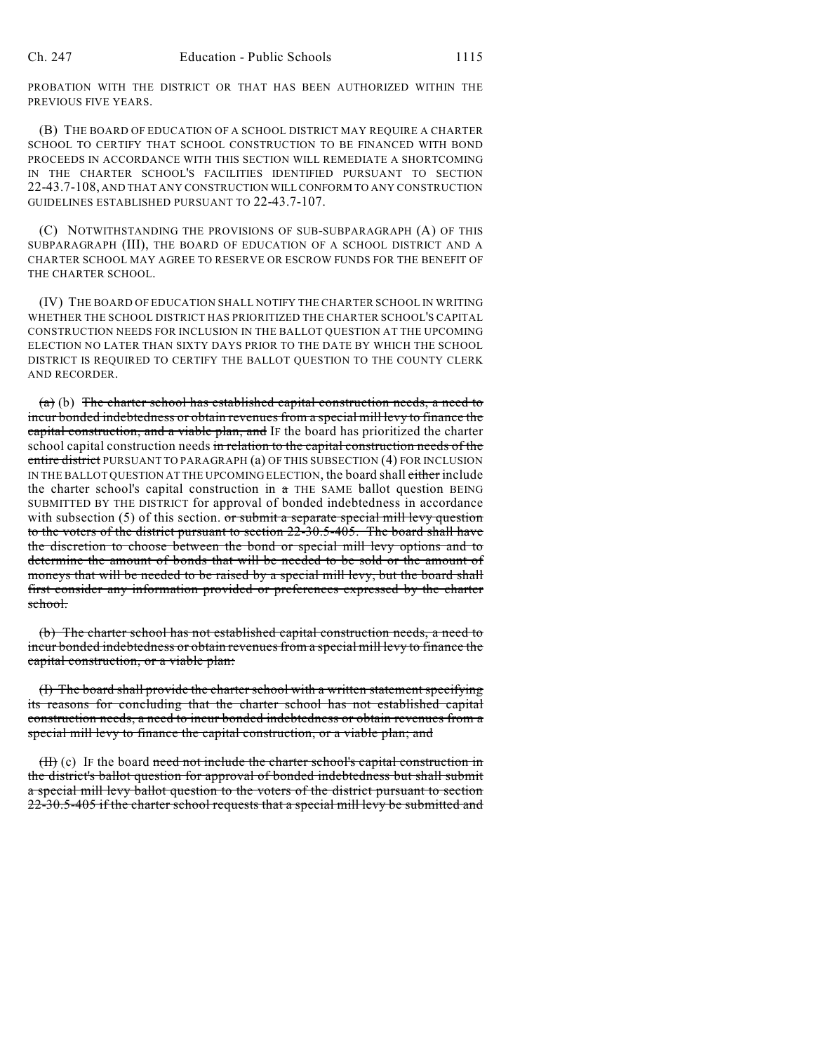PROBATION WITH THE DISTRICT OR THAT HAS BEEN AUTHORIZED WITHIN THE PREVIOUS FIVE YEARS.

(B) THE BOARD OF EDUCATION OF A SCHOOL DISTRICT MAY REQUIRE A CHARTER SCHOOL TO CERTIFY THAT SCHOOL CONSTRUCTION TO BE FINANCED WITH BOND PROCEEDS IN ACCORDANCE WITH THIS SECTION WILL REMEDIATE A SHORTCOMING IN THE CHARTER SCHOOL'S FACILITIES IDENTIFIED PURSUANT TO SECTION 22-43.7-108, AND THAT ANY CONSTRUCTION WILL CONFORM TO ANY CONSTRUCTION GUIDELINES ESTABLISHED PURSUANT TO 22-43.7-107.

(C) NOTWITHSTANDING THE PROVISIONS OF SUB-SUBPARAGRAPH (A) OF THIS SUBPARAGRAPH (III), THE BOARD OF EDUCATION OF A SCHOOL DISTRICT AND A CHARTER SCHOOL MAY AGREE TO RESERVE OR ESCROW FUNDS FOR THE BENEFIT OF THE CHARTER SCHOOL.

(IV) THE BOARD OF EDUCATION SHALL NOTIFY THE CHARTER SCHOOL IN WRITING WHETHER THE SCHOOL DISTRICT HAS PRIORITIZED THE CHARTER SCHOOL'S CAPITAL CONSTRUCTION NEEDS FOR INCLUSION IN THE BALLOT QUESTION AT THE UPCOMING ELECTION NO LATER THAN SIXTY DAYS PRIOR TO THE DATE BY WHICH THE SCHOOL DISTRICT IS REQUIRED TO CERTIFY THE BALLOT QUESTION TO THE COUNTY CLERK AND RECORDER.

~~(a)~~ (b) ~~The charter school has established capital construction needs, a need to incur bonded indebtedness or obtain revenues from a special mill levy to finance the capital construction, and a viable plan, and~~ IF the board has prioritized the charter school capital construction needs ~~in relation to the capital construction needs of the entire district~~ PURSUANT TO PARAGRAPH (a) OF THIS SUBSECTION (4) FOR INCLUSION IN THE BALLOT QUESTION AT THE UPCOMING ELECTION, the board shall ~~either~~ include the charter school's capital construction in ~~a~~ THE SAME ballot question BEING SUBMITTED BY THE DISTRICT for approval of bonded indebtedness in accordance with subsection (5) of this section. ~~or submit a separate special mill levy question to the voters of the district pursuant to section 22-30.5-405. The board shall have the discretion to choose between the bond or special mill levy options and to determine the amount of bonds that will be needed to be sold or the amount of moneys that will be needed to be raised by a special mill levy, but the board shall first consider any information provided or preferences expressed by the charter school.~~

~~(b) The charter school has not established capital construction needs, a need to incur bonded indebtedness or obtain revenues from a special mill levy to finance the capital construction, or a viable plan:~~

~~(I) The board shall provide the charter school with a written statement specifying its reasons for concluding that the charter school has not established capital construction needs, a need to incur bonded indebtedness or obtain revenues from a special mill levy to finance the capital construction, or a viable plan; and~~

~~(II)~~ (c) IF the board ~~need not include the charter school's capital construction in the district's ballot question for approval of bonded indebtedness but shall submit a special mill levy ballot question to the voters of the district pursuant to section 22-30.5-405 if the charter school requests that a special mill levy be submitted and~~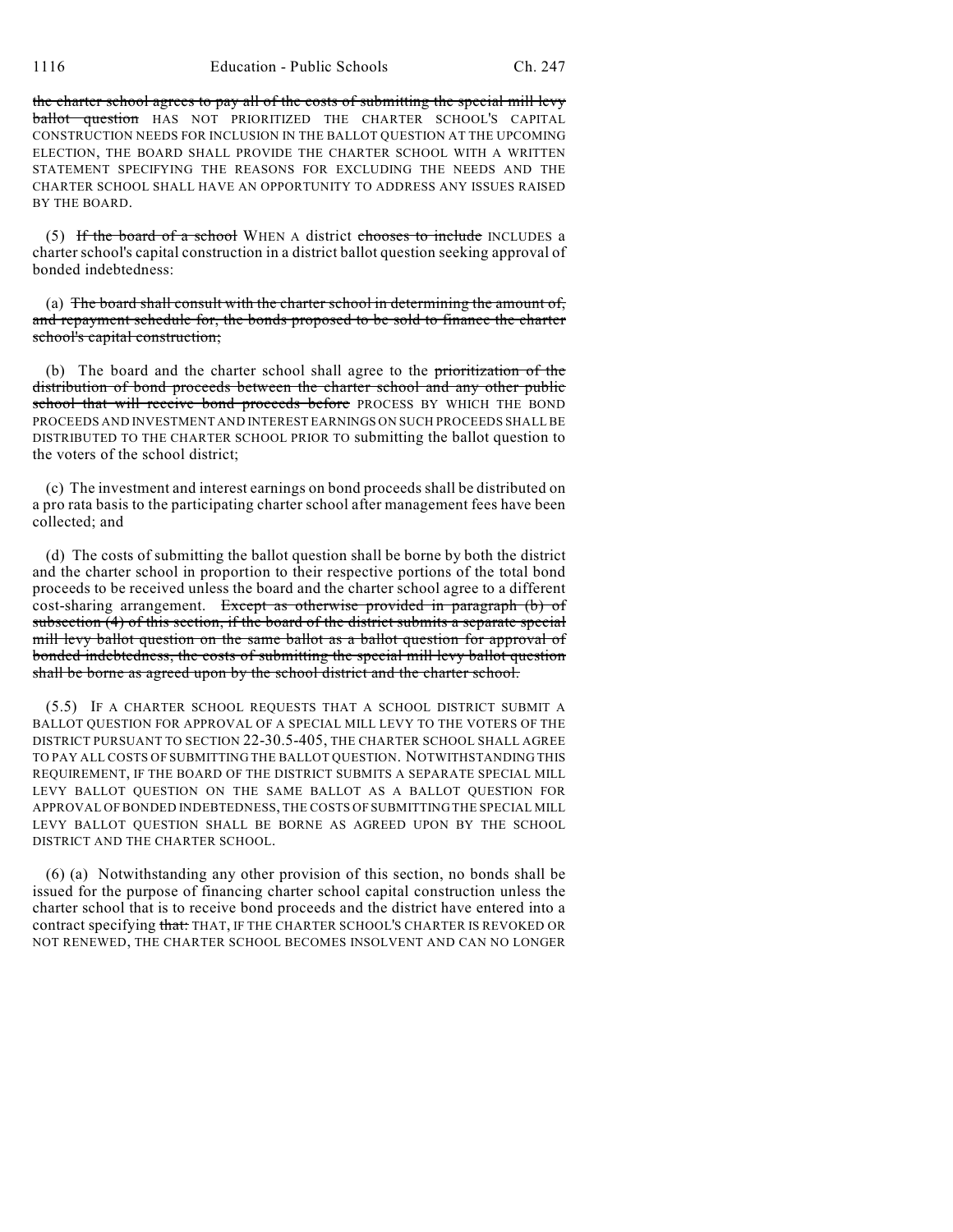the charter school agrees to pay all of the costs of submitting the special mill levy ballot question HAS NOT PRIORITIZED THE CHARTER SCHOOL'S CAPITAL CONSTRUCTION NEEDS FOR INCLUSION IN THE BALLOT QUESTION AT THE UPCOMING ELECTION, THE BOARD SHALL PROVIDE THE CHARTER SCHOOL WITH A WRITTEN STATEMENT SPECIFYING THE REASONS FOR EXCLUDING THE NEEDS AND THE CHARTER SCHOOL SHALL HAVE AN OPPORTUNITY TO ADDRESS ANY ISSUES RAISED BY THE BOARD.

(5) If the board of a school WHEN A district chooses to include INCLUDES a charter school's capital construction in a district ballot question seeking approval of bonded indebtedness:

(a) The board shall consult with the charter school in determining the amount of, and repayment schedule for, the bonds proposed to be sold to finance the charter school's capital construction;

(b) The board and the charter school shall agree to the prioritization of the distribution of bond proceeds between the charter school and any other public school that will receive bond proceeds before PROCESS BY WHICH THE BOND PROCEEDS AND INVESTMENT AND INTEREST EARNINGS ON SUCH PROCEEDS SHALL BE DISTRIBUTED TO THE CHARTER SCHOOL PRIOR TO submitting the ballot question to the voters of the school district;

(c) The investment and interest earnings on bond proceeds shall be distributed on a pro rata basis to the participating charter school after management fees have been collected; and

(d) The costs of submitting the ballot question shall be borne by both the district and the charter school in proportion to their respective portions of the total bond proceeds to be received unless the board and the charter school agree to a different cost-sharing arrangement. Except as otherwise provided in paragraph (b) of subsection (4) of this section, if the board of the district submits a separate special mill levy ballot question on the same ballot as a ballot question for approval of bonded indebtedness, the costs of submitting the special mill levy ballot question shall be borne as agreed upon by the school district and the charter school.

(5.5) IF A CHARTER SCHOOL REQUESTS THAT A SCHOOL DISTRICT SUBMIT A BALLOT QUESTION FOR APPROVAL OF A SPECIAL MILL LEVY TO THE VOTERS OF THE DISTRICT PURSUANT TO SECTION 22-30.5-405, THE CHARTER SCHOOL SHALL AGREE TO PAY ALL COSTS OF SUBMITTING THE BALLOT QUESTION. NOTWITHSTANDING THIS REQUIREMENT, IF THE BOARD OF THE DISTRICT SUBMITS A SEPARATE SPECIAL MILL LEVY BALLOT QUESTION ON THE SAME BALLOT AS A BALLOT QUESTION FOR APPROVAL OF BONDED INDEBTEDNESS, THE COSTS OF SUBMITTING THE SPECIAL MILL LEVY BALLOT QUESTION SHALL BE BORNE AS AGREED UPON BY THE SCHOOL DISTRICT AND THE CHARTER SCHOOL.

(6) (a) Notwithstanding any other provision of this section, no bonds shall be issued for the purpose of financing charter school capital construction unless the charter school that is to receive bond proceeds and the district have entered into a contract specifying that: THAT, IF THE CHARTER SCHOOL'S CHARTER IS REVOKED OR NOT RENEWED, THE CHARTER SCHOOL BECOMES INSOLVENT AND CAN NO LONGER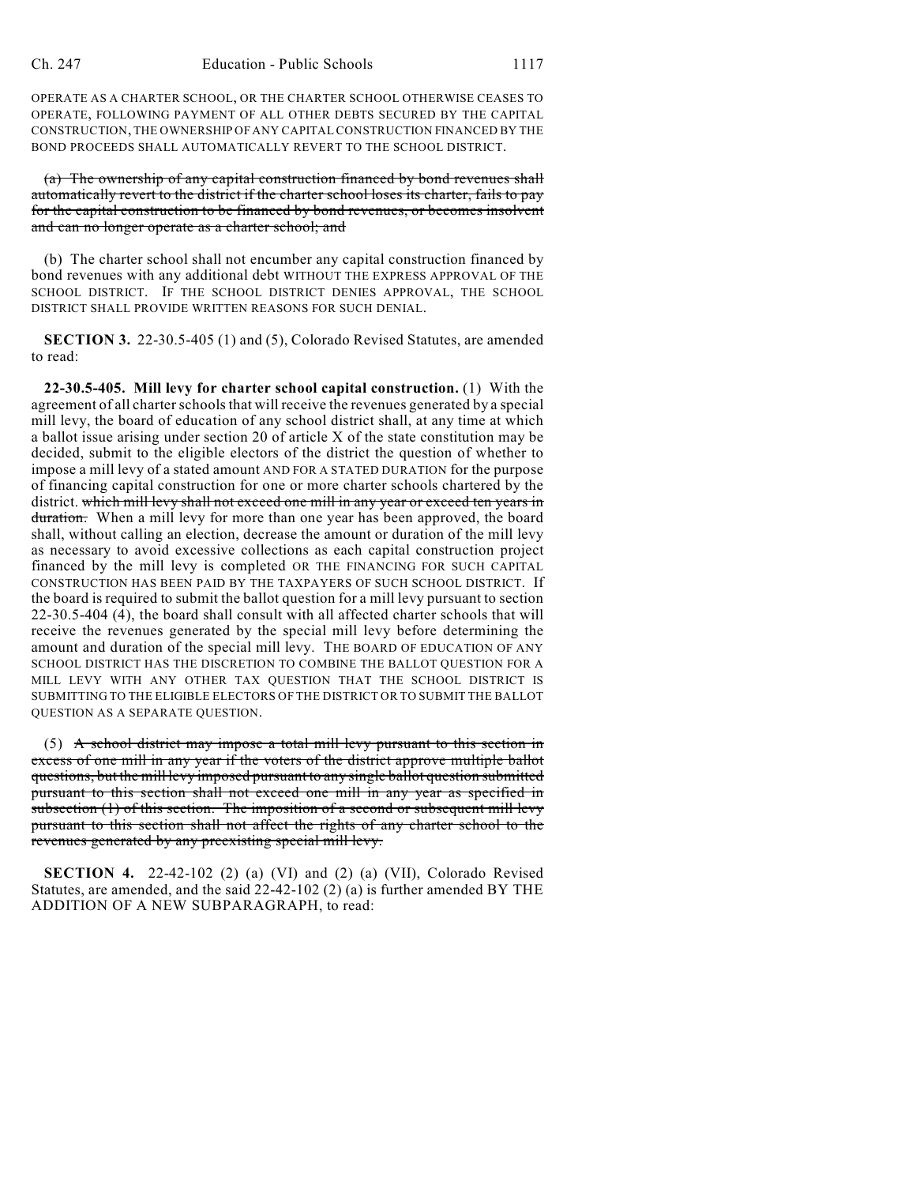OPERATE AS A CHARTER SCHOOL, OR THE CHARTER SCHOOL OTHERWISE CEASES TO OPERATE, FOLLOWING PAYMENT OF ALL OTHER DEBTS SECURED BY THE CAPITAL CONSTRUCTION, THE OWNERSHIP OF ANY CAPITAL CONSTRUCTION FINANCED BY THE BOND PROCEEDS SHALL AUTOMATICALLY REVERT TO THE SCHOOL DISTRICT.

~~(a) The ownership of any capital construction financed by bond revenues shall automatically revert to the district if the charter school loses its charter, fails to pay for the capital construction to be financed by bond revenues, or becomes insolvent and can no longer operate as a charter school; and~~

(b) The charter school shall not encumber any capital construction financed by bond revenues with any additional debt WITHOUT THE EXPRESS APPROVAL OF THE SCHOOL DISTRICT. IF THE SCHOOL DISTRICT DENIES APPROVAL, THE SCHOOL DISTRICT SHALL PROVIDE WRITTEN REASONS FOR SUCH DENIAL.

**SECTION 3.** 22-30.5-405 (1) and (5), Colorado Revised Statutes, are amended to read:

**22-30.5-405. Mill levy for charter school capital construction.** (1) With the agreement of all charter schools that will receive the revenues generated by a special mill levy, the board of education of any school district shall, at any time at which a ballot issue arising under section 20 of article X of the state constitution may be decided, submit to the eligible electors of the district the question of whether to impose a mill levy of a stated amount AND FOR A STATED DURATION for the purpose of financing capital construction for one or more charter schools chartered by the district. ~~which mill levy shall not exceed one mill in any year or exceed ten years in duration.~~ When a mill levy for more than one year has been approved, the board shall, without calling an election, decrease the amount or duration of the mill levy as necessary to avoid excessive collections as each capital construction project financed by the mill levy is completed OR THE FINANCING FOR SUCH CAPITAL CONSTRUCTION HAS BEEN PAID BY THE TAXPAYERS OF SUCH SCHOOL DISTRICT. If the board is required to submit the ballot question for a mill levy pursuant to section 22-30.5-404 (4), the board shall consult with all affected charter schools that will receive the revenues generated by the special mill levy before determining the amount and duration of the special mill levy. THE BOARD OF EDUCATION OF ANY SCHOOL DISTRICT HAS THE DISCRETION TO COMBINE THE BALLOT QUESTION FOR A MILL LEVY WITH ANY OTHER TAX QUESTION THAT THE SCHOOL DISTRICT IS SUBMITTING TO THE ELIGIBLE ELECTORS OF THE DISTRICT OR TO SUBMIT THE BALLOT QUESTION AS A SEPARATE QUESTION.

(5) ~~A school district may impose a total mill levy pursuant to this section in excess of one mill in any year if the voters of the district approve multiple ballot questions, but the mill levy imposed pursuant to any single ballot question submitted pursuant to this section shall not exceed one mill in any year as specified in subsection (1) of this section. The imposition of a second or subsequent mill levy pursuant to this section shall not affect the rights of any charter school to the revenues generated by any preexisting special mill levy.~~

**SECTION 4.** 22-42-102 (2) (a) (VI) and (2) (a) (VII), Colorado Revised Statutes, are amended, and the said 22-42-102 (2) (a) is further amended BY THE ADDITION OF A NEW SUBPARAGRAPH, to read: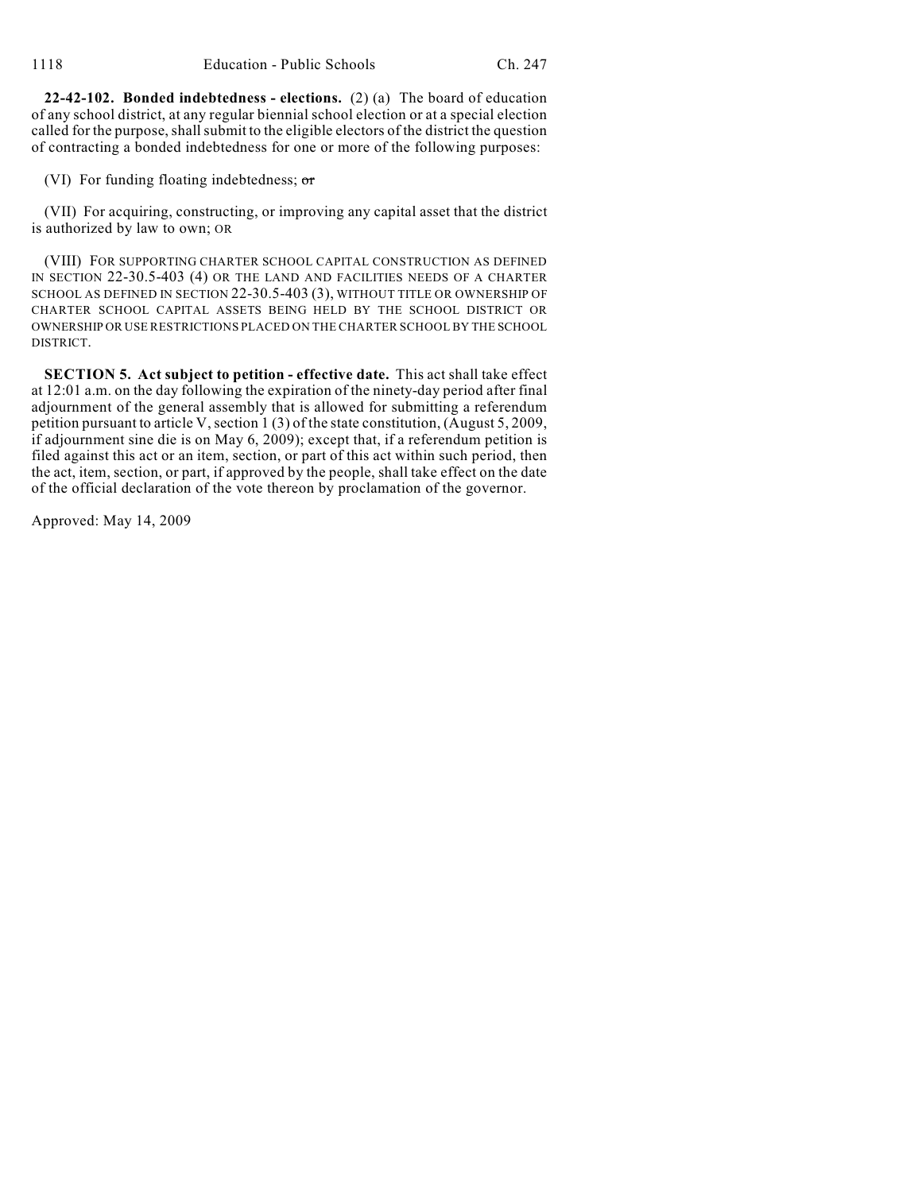**22-42-102. Bonded indebtedness - elections.** (2) (a) The board of education of any school district, at any regular biennial school election or at a special election called for the purpose, shall submit to the eligible electors of the district the question of contracting a bonded indebtedness for one or more of the following purposes:

(VI) For funding floating indebtedness; ~~or~~

(VII) For acquiring, constructing, or improving any capital asset that the district is authorized by law to own; OR

(VIII) FOR SUPPORTING CHARTER SCHOOL CAPITAL CONSTRUCTION AS DEFINED IN SECTION 22-30.5-403 (4) OR THE LAND AND FACILITIES NEEDS OF A CHARTER SCHOOL AS DEFINED IN SECTION 22-30.5-403 (3), WITHOUT TITLE OR OWNERSHIP OF CHARTER SCHOOL CAPITAL ASSETS BEING HELD BY THE SCHOOL DISTRICT OR OWNERSHIP OR USE RESTRICTIONS PLACED ON THE CHARTER SCHOOL BY THE SCHOOL DISTRICT.

**SECTION 5. Act subject to petition - effective date.** This act shall take effect at 12:01 a.m. on the day following the expiration of the ninety-day period after final adjournment of the general assembly that is allowed for submitting a referendum petition pursuant to article V, section 1 (3) of the state constitution, (August 5, 2009, if adjournment sine die is on May 6, 2009); except that, if a referendum petition is filed against this act or an item, section, or part of this act within such period, then the act, item, section, or part, if approved by the people, shall take effect on the date of the official declaration of the vote thereon by proclamation of the governor.

Approved: May 14, 2009